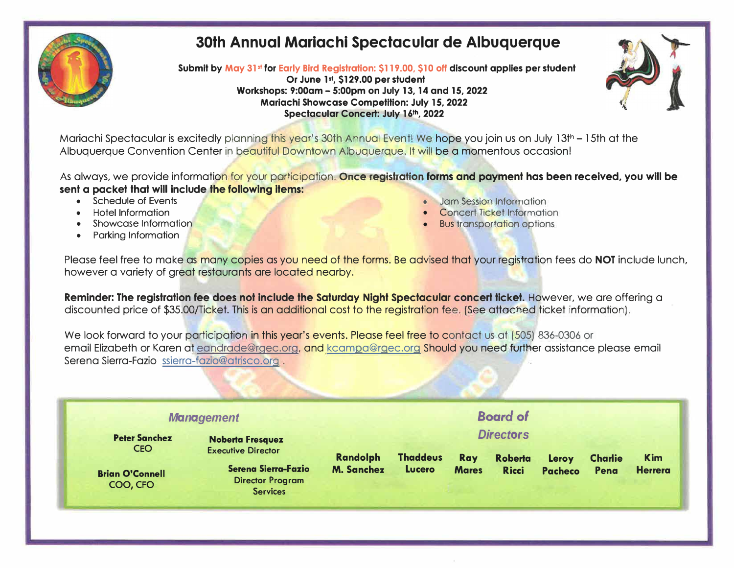# 30th Annual Mariachi Spectacular de Albuquerque

**Submit by May 31st for Early Bird Registration: $119.00, $10 off discount applies per student**
**Or June 1st, $129.00 per student**
**Workshops: 9:00am – 5:00pm on July 13, 14 and 15, 2022**
**Mariachi Showcase Competition: July 15, 2022**
**Spectacular Concert: July 16th, 2022**

Mariachi Spectacular is excitedly planning this year's 30th Annual Event! We hope you join us on July 13th – 15th at the Albuquerque Convention Center in beautiful Downtown Albuquerque. It will be a momentous occasion!

As always, we provide information for your participation. **Once registration forms and payment has been received, you will be sent a packet that will include the following items:**

- Schedule of Events
- Hotel Information
- Showcase Information
- Parking Information
- Jam Session Information
- Concert Ticket Information
- Bus transportation options

Please feel free to make as many copies as you need of the forms. Be advised that your registration fees do **NOT** include lunch, however a variety of great restaurants are located nearby.

**Reminder: The registration fee does not include the Saturday Night Spectacular concert ticket.** However, we are offering a discounted price of $35.00/Ticket. This is an additional cost to the registration fee. (See attached ticket information).

We look forward to your participation in this year's events. Please feel free to contact us at (505) 836-0306 or email Elizabeth or Karen at eandrade@rgec.org, and kcampa@rgec.org Should you need further assistance please email Serena Sierra-Fazio ssierra-fazio@atrisco.org .

## *Management*

**Peter Sanchez**
CEO

**Noberta Fresquez**
Executive Director

**Brian O'Connell**
COO, CFO

**Serena Sierra-Fazio**
Director Program Services

## *Board of Directors*

**Randolph M. Sanchez**

**Thaddeus Lucero**

**Ray Mares**

**Roberta Ricci**

**Leroy Pacheco**

**Charlie Pena**

**Kim Herrera**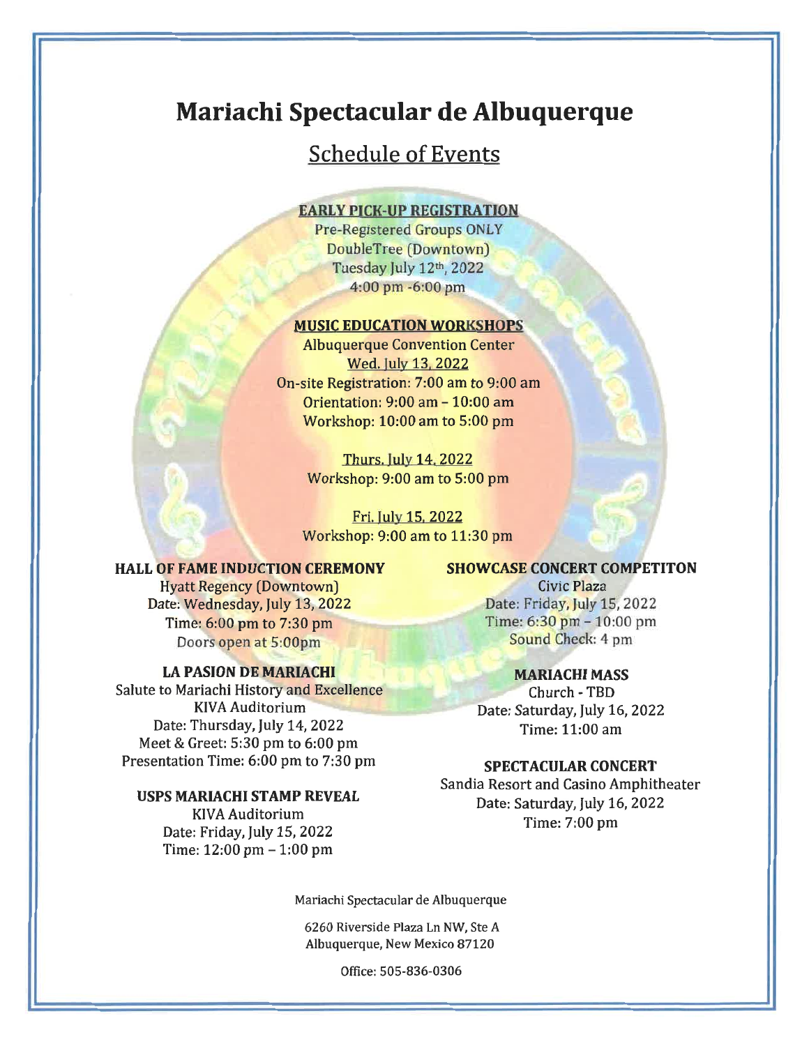# Mariachi Spectacular de Albuquerque

## Schedule of Events

**EARLY PICK-UP REGISTRATION**

Pre-Registered Groups ONLY
DoubleTree (Downtown)
Tuesday July 12th, 2022
4:00 pm -6:00 pm

**MUSIC EDUCATION WORKSHOPS**

Albuquerque Convention Center

Wed. July 13, 2022
On-site Registration: 7:00 am to 9:00 am
Orientation: 9:00 am – 10:00 am
Workshop: 10:00 am to 5:00 pm

Thurs. July 14, 2022
Workshop: 9:00 am to 5:00 pm

Fri. July 15, 2022
Workshop: 9:00 am to 11:30 pm

**HALL OF FAME INDUCTION CEREMONY**

Hyatt Regency (Downtown)
Date: Wednesday, July 13, 2022
Time: 6:00 pm to 7:30 pm
Doors open at 5:00pm

**LA PASION DE MARIACHI**

Salute to Mariachi History and Excellence
KIVA Auditorium
Date: Thursday, July 14, 2022
Meet & Greet: 5:30 pm to 6:00 pm
Presentation Time: 6:00 pm to 7:30 pm

**USPS MARIACHI STAMP REVEAL**

KIVA Auditorium
Date: Friday, July 15, 2022
Time: 12:00 pm – 1:00 pm

**SHOWCASE CONCERT COMPETITON**

Civic Plaza
Date: Friday, July 15, 2022
Time: 6:30 pm – 10:00 pm
Sound Check: 4 pm

**MARIACHI MASS**

Church - TBD
Date: Saturday, July 16, 2022
Time: 11:00 am

**SPECTACULAR CONCERT**

Sandia Resort and Casino Amphitheater
Date: Saturday, July 16, 2022
Time: 7:00 pm

Mariachi Spectacular de Albuquerque

6260 Riverside Plaza Ln NW, Ste A
Albuquerque, New Mexico 87120

Office: 505-836-0306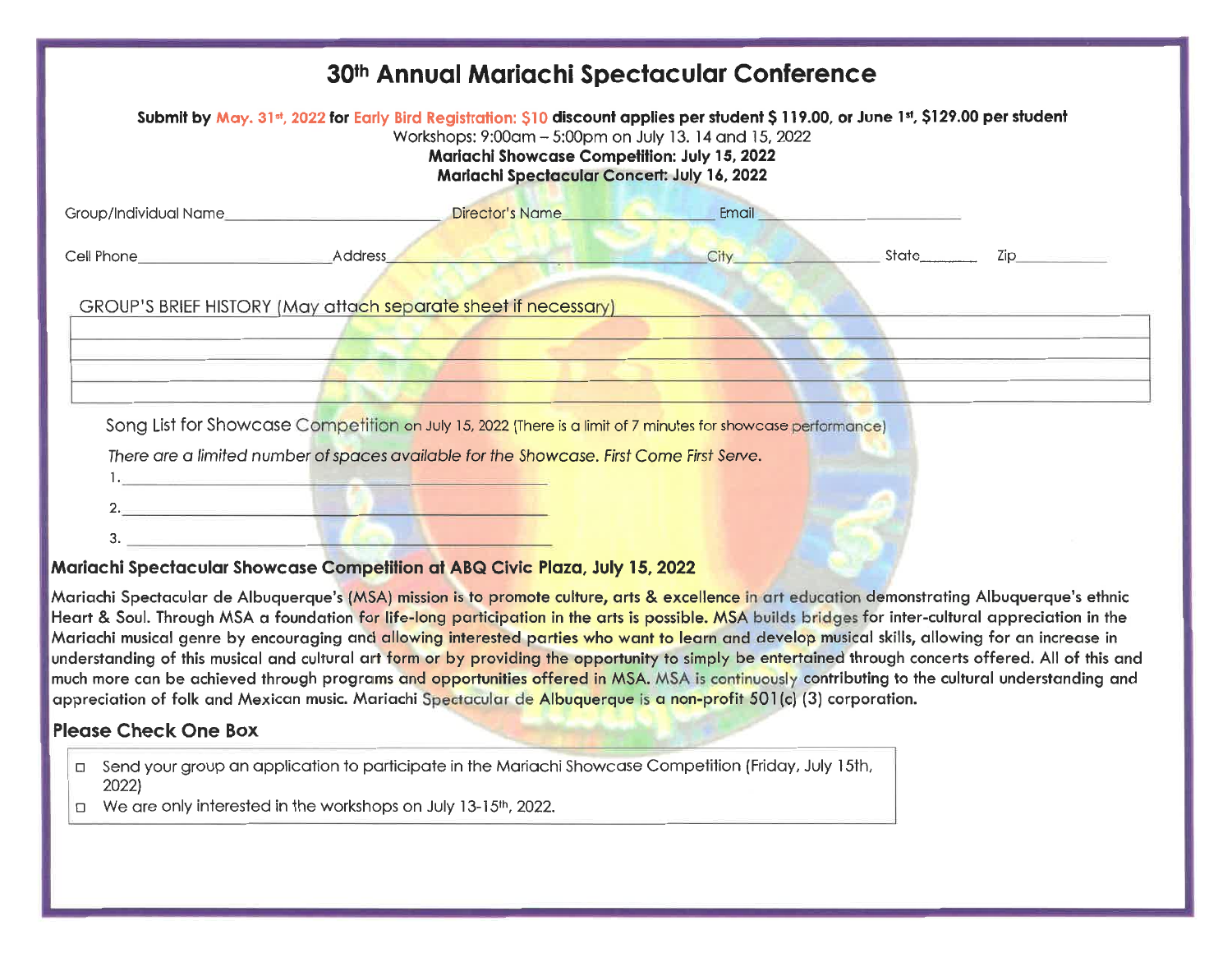# 30th Annual Mariachi Spectacular Conference

**Submit by May. 31st, 2022 for Early Bird Registration: $10 discount applies per student $ 119.00, or June 1st, $129.00 per student**

Workshops: 9:00am – 5:00pm on July 13. 14 and 15, 2022

**Mariachi Showcase Competition: July 15, 2022**

**Mariachi Spectacular Concert: July 16, 2022**

Group/Individual Name\_\_\_\_\_\_\_\_\_\_\_\_\_\_\_\_\_\_\_\_ Director's Name\_\_\_\_\_\_\_\_\_\_\_\_\_\_\_\_ Email\_\_\_\_\_\_\_\_\_\_\_\_\_\_\_\_\_\_\_\_

Cell Phone\_\_\_\_\_\_\_\_\_\_\_\_\_\_\_\_\_\_\_\_ Address\_\_\_\_\_\_\_\_\_\_\_\_\_\_\_\_\_\_\_\_\_\_\_\_\_\_\_\_ City\_\_\_\_\_\_\_\_\_\_\_\_\_\_\_ State\_\_\_\_\_\_ Zip\_\_\_\_\_\_\_\_\_\_

GROUP'S BRIEF HISTORY (May attach separate sheet if necessary)

\_\_\_\_\_\_\_\_\_\_\_\_\_\_\_\_\_\_\_\_\_\_\_\_\_\_\_\_\_\_\_\_\_\_\_\_\_\_\_\_\_\_\_\_\_\_\_\_\_\_\_\_\_\_\_\_\_\_\_\_

\_\_\_\_\_\_\_\_\_\_\_\_\_\_\_\_\_\_\_\_\_\_\_\_\_\_\_\_\_\_\_\_\_\_\_\_\_\_\_\_\_\_\_\_\_\_\_\_\_\_\_\_\_\_\_\_\_\_\_\_

\_\_\_\_\_\_\_\_\_\_\_\_\_\_\_\_\_\_\_\_\_\_\_\_\_\_\_\_\_\_\_\_\_\_\_\_\_\_\_\_\_\_\_\_\_\_\_\_\_\_\_\_\_\_\_\_\_\_\_\_

\_\_\_\_\_\_\_\_\_\_\_\_\_\_\_\_\_\_\_\_\_\_\_\_\_\_\_\_\_\_\_\_\_\_\_\_\_\_\_\_\_\_\_\_\_\_\_\_\_\_\_\_\_\_\_\_\_\_\_\_

Song List for Showcase Competition on July 15, 2022 (There is a limit of 7 minutes for showcase performance)

*There are a limited number of spaces available for the Showcase. First Come First Serve.*

1. \_\_\_\_\_\_\_\_\_\_\_\_\_\_\_\_\_\_\_\_\_\_\_\_\_\_\_\_\_\_\_\_\_\_\_\_\_\_\_\_
2. \_\_\_\_\_\_\_\_\_\_\_\_\_\_\_\_\_\_\_\_\_\_\_\_\_\_\_\_\_\_\_\_\_\_\_\_\_\_\_\_
3. \_\_\_\_\_\_\_\_\_\_\_\_\_\_\_\_\_\_\_\_\_\_\_\_\_\_\_\_\_\_\_\_\_\_\_\_\_\_\_\_

## Mariachi Spectacular Showcase Competition at ABQ Civic Plaza, July 15, 2022

**Mariachi Spectacular de Albuquerque's (MSA) mission is to promote culture, arts & excellence in art education demonstrating Albuquerque's ethnic Heart & Soul. Through MSA a foundation for life-long participation in the arts is possible. MSA builds bridges for inter-cultural appreciation in the Mariachi musical genre by encouraging and allowing interested parties who want to learn and develop musical skills, allowing for an increase in understanding of this musical and cultural art form or by providing the opportunity to simply be entertained through concerts offered. All of this and much more can be achieved through programs and opportunities offered in MSA. MSA is continuously contributing to the cultural understanding and appreciation of folk and Mexican music. Mariachi Spectacular de Albuquerque is a non-profit 501(c) (3) corporation.**

## Please Check One Box

- ☐ Send your group an application to participate in the Mariachi Showcase Competition (Friday, July 15th, 2022)
- ☐ We are only interested in the workshops on July 13-15th, 2022.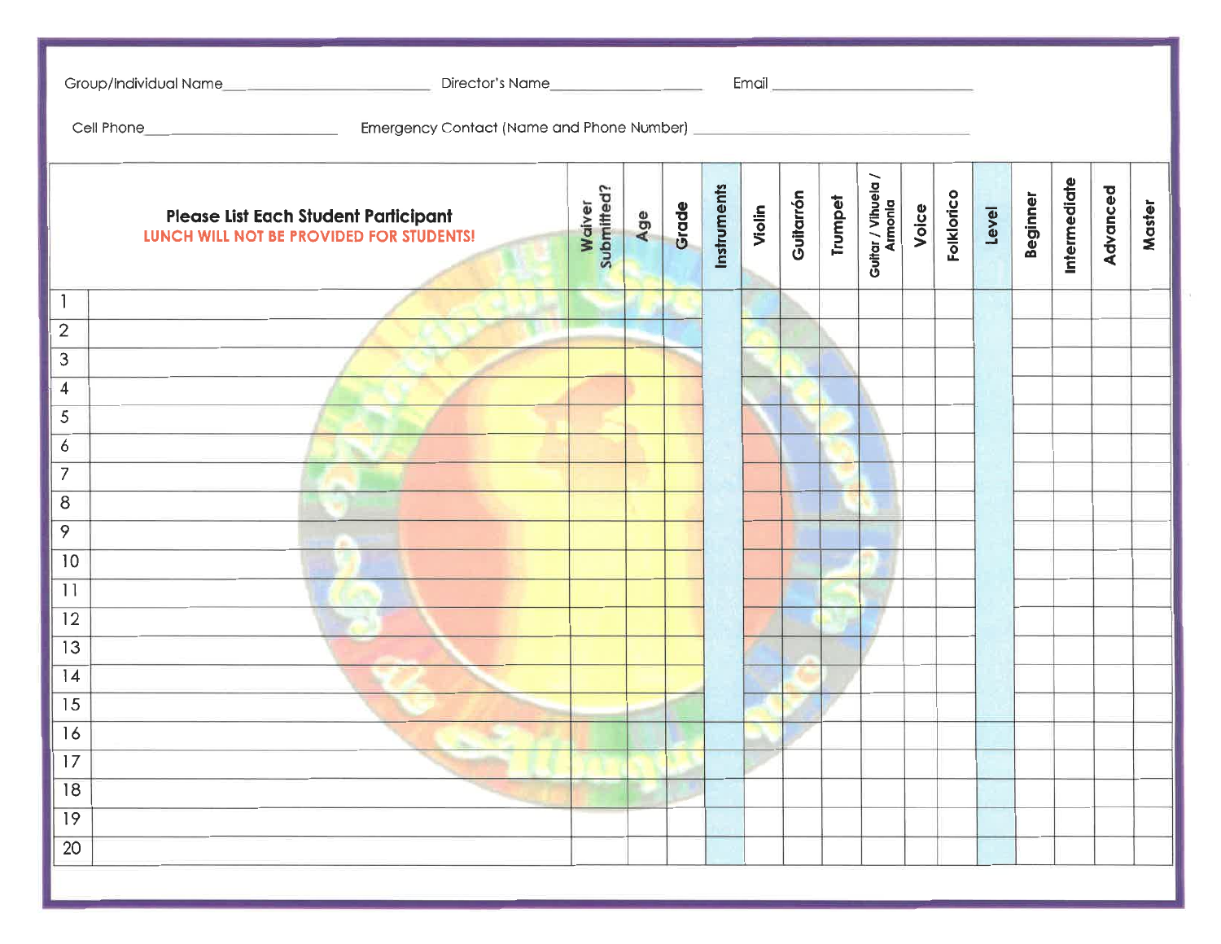Group/Individual Name_______________________ Director's Name_______________ Email _______________________

Cell Phone_______________ Emergency Contact (Name and Phone Number) _______________________________

| | Please List Each Student Participant<br>**LUNCH WILL NOT BE PROVIDED FOR STUDENTS!** | Waiver Submitted? | Age | Grade | Instruments | Violin | Guitarrón | Trumpet | Guitar / Vihuela / Armonia | Voice | Folklorico | Level | Beginner | Intermediate | Advanced | Master |
|---|---|---|---|---|---|---|---|---|---|---|---|---|---|---|---|---|
| 1 | | | | | | | | | | | | | | | | |
| 2 | | | | | | | | | | | | | | | | |
| 3 | | | | | | | | | | | | | | | | |
| 4 | | | | | | | | | | | | | | | | |
| 5 | | | | | | | | | | | | | | | | |
| 6 | | | | | | | | | | | | | | | | |
| 7 | | | | | | | | | | | | | | | | |
| 8 | | | | | | | | | | | | | | | | |
| 9 | | | | | | | | | | | | | | | | |
| 10 | | | | | | | | | | | | | | | | |
| 11 | | | | | | | | | | | | | | | | |
| 12 | | | | | | | | | | | | | | | | |
| 13 | | | | | | | | | | | | | | | | |
| 14 | | | | | | | | | | | | | | | | |
| 15 | | | | | | | | | | | | | | | | |
| 16 | | | | | | | | | | | | | | | | |
| 17 | | | | | | | | | | | | | | | | |
| 18 | | | | | | | | | | | | | | | | |
| 19 | | | | | | | | | | | | | | | | |
| 20 | | | | | | | | | | | | | | | | |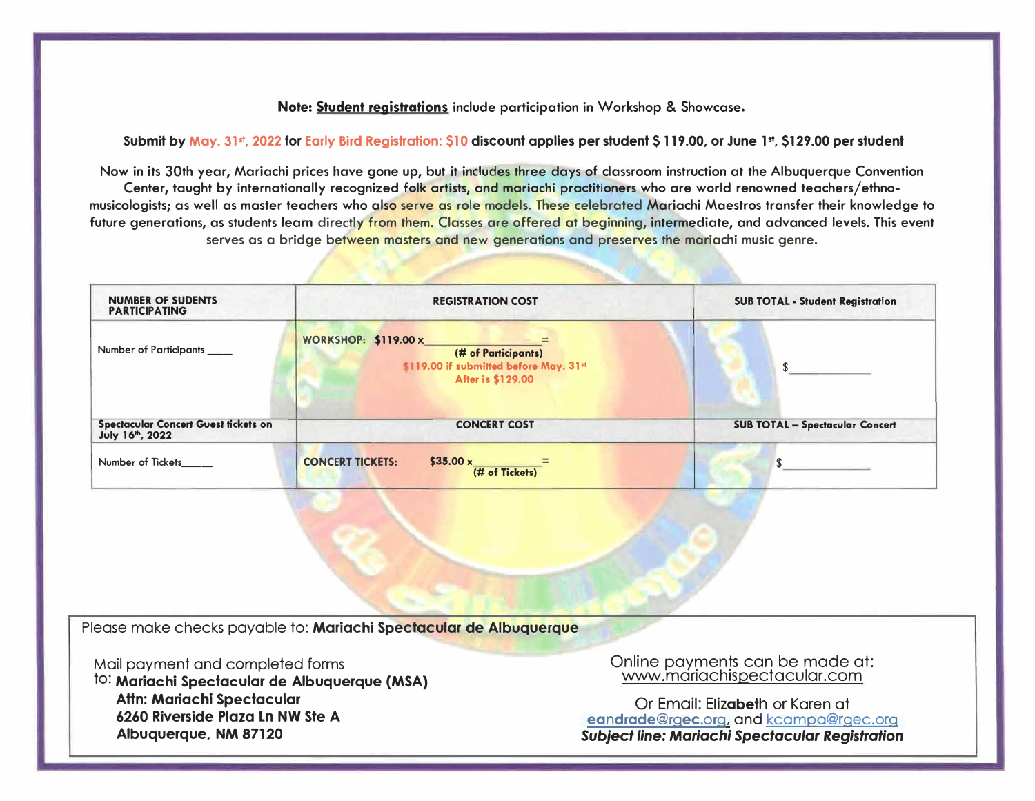**Note: Student registrations include participation in Workshop & Showcase.**

**Submit by May. 31st, 2022 for Early Bird Registration: $10 discount applies per student $ 119.00, or June 1st, $129.00 per student**

Now in its 30th year, Mariachi prices have gone up, but it includes three days of classroom instruction at the Albuquerque Convention Center, taught by internationally recognized folk artists, and mariachi practitioners who are world renowned teachers/ethno-musicologists; as well as master teachers who also serve as role models. These celebrated Mariachi Maestros transfer their knowledge to future generations, as students learn directly from them. Classes are offered at beginning, intermediate, and advanced levels. This event serves as a bridge between masters and new generations and preserves the mariachi music genre.

| NUMBER OF SUDENTS PARTICIPATING | REGISTRATION COST | SUB TOTAL - Student Registration |
|---|---|---|
| Number of Participants ____ | WORKSHOP: $119.00 x ______________ = (# of Participants) $119.00 if submitted before May. 31st After is $129.00 | $ ____________ |
| **Spectacular Concert Guest tickets on July 16th, 2022** | **CONCERT COST** | **SUB TOTAL – Spectacular Concert** |
| Number of Tickets_____ | CONCERT TICKETS: $35.00 x ___________ = (# of Tickets) | $ ____________ |

Please make checks payable to: **Mariachi Spectacular de Albuquerque**

Mail payment and completed forms to: **Mariachi Spectacular de Albuquerque (MSA)**
**Attn: Mariachi Spectacular**
**6260 Riverside Plaza Ln NW Ste A**
**Albuquerque, NM 87120**

Online payments can be made at:
www.mariachispectacular.com

Or Email: Elizabeth or Karen at eandrade@rgec.org, and kcampa@rgec.org
***Subject line: Mariachi Spectacular Registration***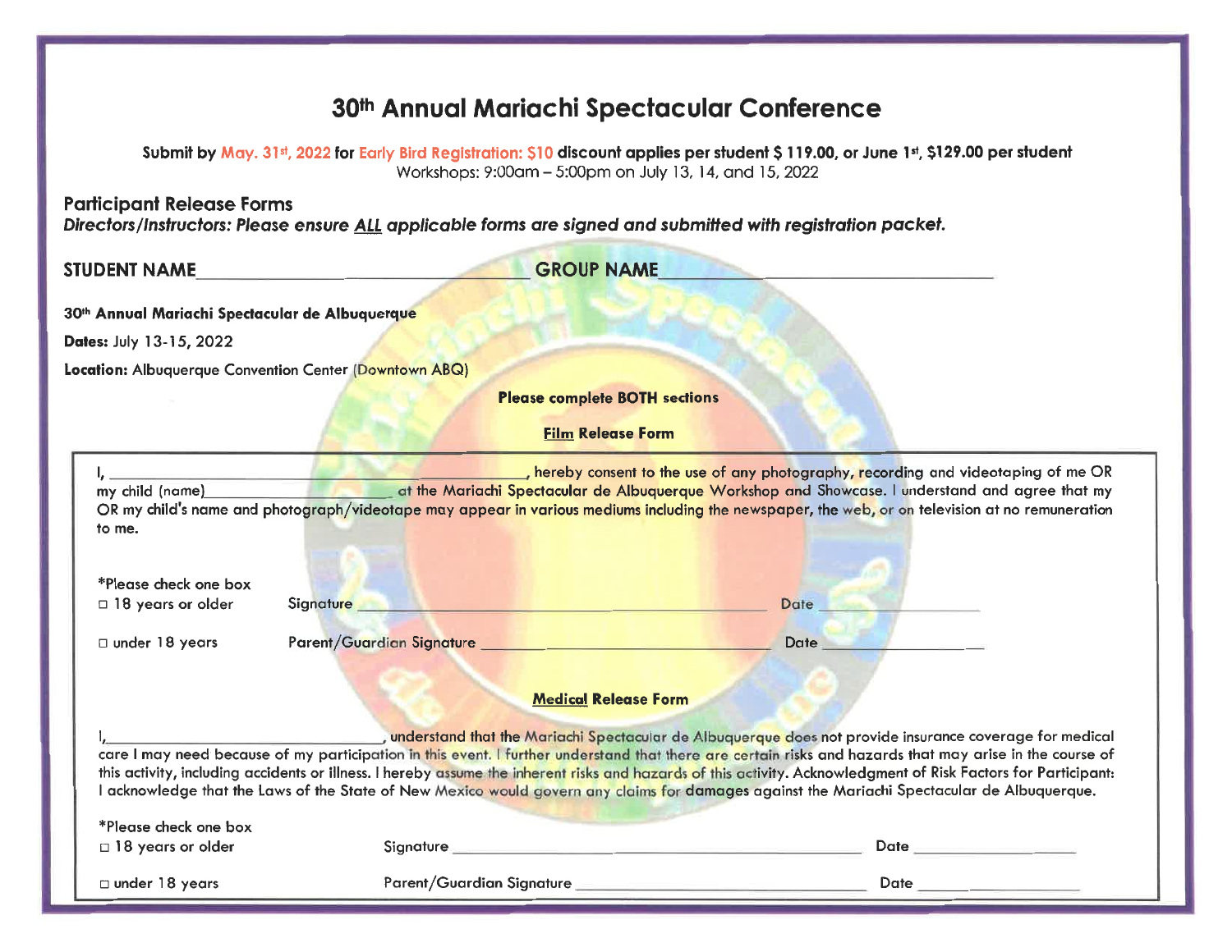# 30th Annual Mariachi Spectacular Conference

**Submit by May. 31st, 2022 for Early Bird Registration: $10 discount applies per student $ 119.00, or June 1st, $129.00 per student**
Workshops: 9:00am – 5:00pm on July 13, 14, and 15, 2022

## Participant Release Forms

***Directors/Instructors: Please ensure ALL applicable forms are signed and submitted with registration packet.***

**STUDENT NAME**\_\_\_\_\_\_\_\_\_\_\_\_\_\_\_\_\_\_\_\_\_\_\_\_\_\_\_\_\_\_\_\_ **GROUP NAME**\_\_\_\_\_\_\_\_\_\_\_\_\_\_\_\_\_\_\_\_\_\_\_\_\_\_\_\_\_\_

**30th Annual Mariachi Spectacular de Albuquerque**

**Dates:** July 13-15, 2022

**Location:** Albuquerque Convention Center (Downtown ABQ)

**Please complete BOTH sections**

### Film Release Form

I, \_\_\_\_\_\_\_\_\_\_\_\_\_\_\_\_\_\_\_\_\_\_\_\_\_\_\_\_\_\_\_\_\_\_\_\_\_\_\_\_, hereby consent to the use of any photography, recording and videotaping of me OR my child (name)\_\_\_\_\_\_\_\_\_\_\_\_\_\_\_\_\_\_\_\_\_\_\_\_\_\_ at the Mariachi Spectacular de Albuquerque Workshop and Showcase. I understand and agree that my OR my child's name and photograph/videotape may appear in various mediums including the newspaper, the web, or on television at no remuneration to me.

*Please check one box

☐ 18 years or older  Signature \_\_\_\_\_\_\_\_\_\_\_\_\_\_\_\_\_\_\_\_\_\_\_\_\_\_\_\_\_\_\_\_\_\_\_\_\_\_ Date \_\_\_\_\_\_\_\_\_\_\_\_\_\_\_\_

☐ under 18 years  Parent/Guardian Signature \_\_\_\_\_\_\_\_\_\_\_\_\_\_\_\_\_\_\_\_\_\_\_\_\_\_\_\_\_\_ Date \_\_\_\_\_\_\_\_\_\_\_\_\_\_\_\_

### Medical Release Form

I,\_\_\_\_\_\_\_\_\_\_\_\_\_\_\_\_\_\_\_\_\_\_\_\_\_\_\_\_\_\_\_\_\_\_\_\_, understand that the Mariachi Spectacular de Albuquerque does not provide insurance coverage for medical care I may need because of my participation in this event. I further understand that there are certain risks and hazards that may arise in the course of this activity, including accidents or illness. I hereby assume the inherent risks and hazards of this activity. Acknowledgment of Risk Factors for Participant: I acknowledge that the Laws of the State of New Mexico would govern any claims for damages against the Mariachi Spectacular de Albuquerque.

*Please check one box

☐ 18 years or older  Signature \_\_\_\_\_\_\_\_\_\_\_\_\_\_\_\_\_\_\_\_\_\_\_\_\_\_\_\_\_\_\_\_\_\_\_\_\_\_ Date \_\_\_\_\_\_\_\_\_\_\_\_\_\_\_\_

☐ under 18 years  Parent/Guardian Signature \_\_\_\_\_\_\_\_\_\_\_\_\_\_\_\_\_\_\_\_\_\_\_\_\_\_\_\_\_\_ Date \_\_\_\_\_\_\_\_\_\_\_\_\_\_\_\_